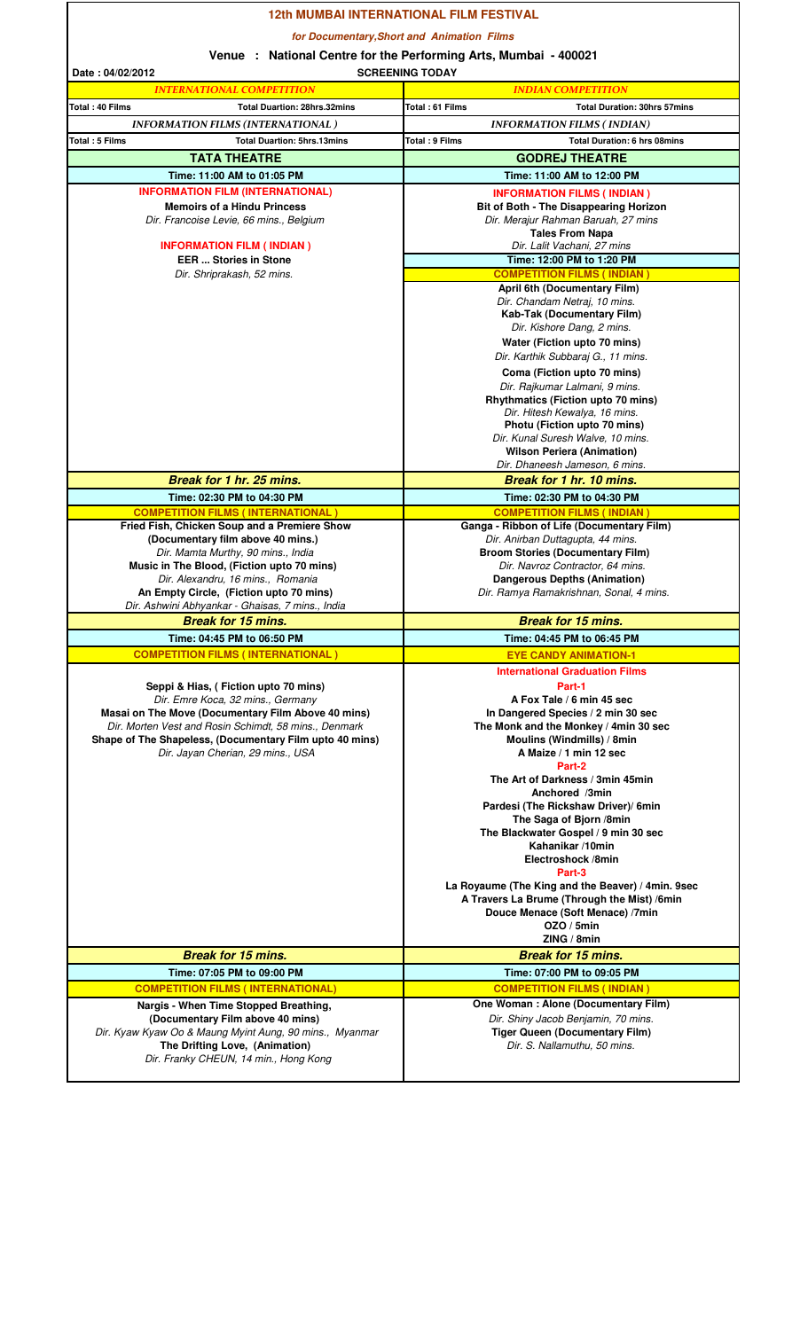# 12th MUMBAI INTERNATIONAL FILM FESTIVAL

*for Documentary,Short and Animation Films*

**Venue : National Centre for the Performing Arts, Mumbai - 400021**

**Date : 04/02/2012**

**SCREENING TODAY**

| *INTERNATIONAL COMPETITION* | | *INDIAN COMPETITION* | |
|---|---|---|---|
| Total : 40 Films | Total Duartion: 28hrs.32mins | Total : 61 Films | Total Duration: 30hrs 57mins |
| *INFORMATION FILMS (INTERNATIONAL )* | | *INFORMATION FILMS ( INDIAN)* | |
| Total : 5 Films | Total Duartion: 5hrs.13mins | Total : 9 Films | Total Duration: 6 hrs 08mins |

## TATA THEATRE

**Time: 11:00 AM to 01:05 PM**

**INFORMATION FILM (INTERNATIONAL)**

**Memoirs of a Hindu Princess**
*Dir. Francoise Levie, 66 mins., Belgium*

**INFORMATION FILM ( INDIAN )**

**EER ... Stories in Stone**
*Dir. Shriprakash, 52 mins.*

***Break for 1 hr. 25 mins.***

**Time: 02:30 PM to 04:30 PM**

**COMPETITION FILMS ( INTERNATIONAL )**

**Fried Fish, Chicken Soup and a Premiere Show**
**(Documentary film above 40 mins.)**
*Dir. Mamta Murthy, 90 mins., India*

**Music in The Blood, (Fiction upto 70 mins)**
*Dir. Alexandru, 16 mins., Romania*

**An Empty Circle, (Fiction upto 70 mins)**
*Dir. Ashwini Abhyankar - Ghaisas, 7 mins., India*

***Break for 15 mins.***

**Time: 04:45 PM to 06:50 PM**

**COMPETITION FILMS ( INTERNATIONAL )**

**Seppi & Hias, ( Fiction upto 70 mins)**
*Dir. Emre Koca, 32 mins., Germany*

**Masai on The Move (Documentary Film Above 40 mins)**
*Dir. Morten Vest and Rosin Schimdt, 58 mins., Denmark*

**Shape of The Shapeless, (Documentary Film upto 40 mins)**
*Dir. Jayan Cherian, 29 mins., USA*

***Break for 15 mins.***

**Time: 07:05 PM to 09:00 PM**

**COMPETITION FILMS ( INTERNATIONAL)**

**Nargis - When Time Stopped Breathing,**
**(Documentary Film above 40 mins)**
*Dir. Kyaw Kyaw Oo & Maung Myint Aung, 90 mins., Myanmar*

**The Drifting Love, (Animation)**
*Dir. Franky CHEUN, 14 min., Hong Kong*

## GODREJ THEATRE

**Time: 11:00 AM to 12:00 PM**

**INFORMATION FILMS ( INDIAN )**

**Bit of Both - The Disappearing Horizon**
*Dir. Merajur Rahman Baruah, 27 mins*

**Tales From Napa**
*Dir. Lalit Vachani, 27 mins*

**Time: 12:00 PM to 1:20 PM**

**COMPETITION FILMS ( INDIAN )**

**April 6th (Documentary Film)**
*Dir. Chandam Netraj, 10 mins.*

**Kab-Tak (Documentary Film)**
*Dir. Kishore Dang, 2 mins.*

**Water (Fiction upto 70 mins)**
*Dir. Karthik Subbaraj G., 11 mins.*

**Coma (Fiction upto 70 mins)**
*Dir. Rajkumar Lalmani, 9 mins.*

**Rhythmatics (Fiction upto 70 mins)**
*Dir. Hitesh Kewalya, 16 mins.*

**Photu (Fiction upto 70 mins)**
*Dir. Kunal Suresh Walve, 10 mins.*

**Wilson Periera (Animation)**
*Dir. Dhaneesh Jameson, 6 mins.*

***Break for 1 hr. 10 mins.***

**Time: 02:30 PM to 04:30 PM**

**COMPETITION FILMS ( INDIAN )**

**Ganga - Ribbon of Life (Documentary Film)**
*Dir. Anirban Duttagupta, 44 mins.*

**Broom Stories (Documentary Film)**
*Dir. Navroz Contractor, 64 mins.*

**Dangerous Depths (Animation)**
*Dir. Ramya Ramakrishnan, Sonal, 4 mins.*

***Break for 15 mins.***

**Time: 04:45 PM to 06:45 PM**

**EYE CANDY ANIMATION-1**

**International Graduation Films**

**Part-1**

**A Fox Tale / 6 min 45 sec**
**In Dangered Species / 2 min 30 sec**
**The Monk and the Monkey / 4min 30 sec**
**Moulins (Windmills) / 8min**
**A Maize / 1 min 12 sec**

**Part-2**

**The Art of Darkness / 3min 45min**
**Anchored /3min**
**Pardesi (The Rickshaw Driver)/ 6min**
**The Saga of Bjorn /8min**
**The Blackwater Gospel / 9 min 30 sec**
**Kahanikar /10min**
**Electroshock /8min**

**Part-3**

**La Royaume (The King and the Beaver) / 4min. 9sec**
**A Travers La Brume (Through the Mist) /6min**
**Douce Menace (Soft Menace) /7min**
**OZO / 5min**
**ZING / 8min**

***Break for 15 mins.***

**Time: 07:00 PM to 09:05 PM**

**COMPETITION FILMS ( INDIAN )**

**One Woman : Alone (Documentary Film)**
*Dir. Shiny Jacob Benjamin, 70 mins.*

**Tiger Queen (Documentary Film)**
*Dir. S. Nallamuthu, 50 mins.*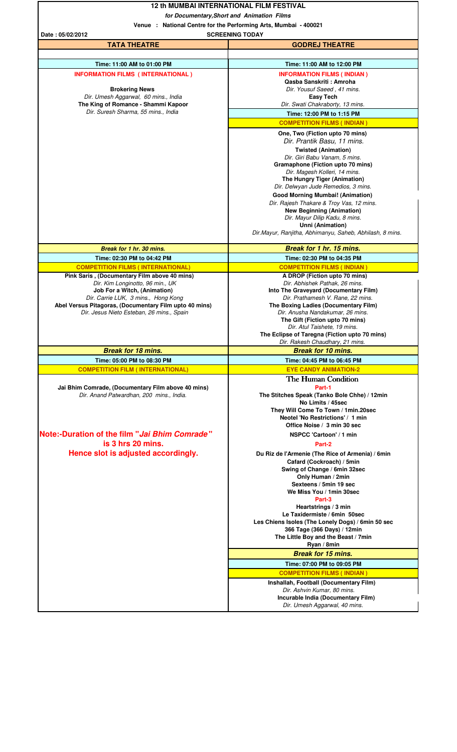# 12 th MUMBAI INTERNATIONAL FILM FESTIVAL

*for Documentary,Short and Animation Films*

**Venue : National Centre for the Performing Arts, Mumbai - 400021**

**Date : 05/02/2012** — **SCREENING TODAY**

## TATA THEATRE

**Time: 11:00 AM to 01:00 PM**

**INFORMATION FILMS ( INTERNATIONAL )**

**Brokering News**
*Dir. Umesh Aggarwal, 60 mins., India*

**The King of Romance - Shammi Kapoor**
*Dir. Suresh Sharma, 55 mins., India*

***Break for 1 hr. 30 mins.***

**Time: 02:30 PM to 04:42 PM**

**COMPETITION FILMS ( INTERNATIONAL)**

**Pink Saris , (Documentary Film above 40 mins)**
*Dir. Kim Longinotto, 96 min., UK*

**Job For a Witch, (Animation)**
*Dir. Carrie LUK, 3 mins., Hong Kong*

**Abel Versus Pitagoras, (Documentary Film upto 40 mins)**
*Dir. Jesus Nieto Esteban, 26 mins., Spain*

***Break for 18 mins.***

**Time: 05:00 PM to 08:30 PM**

**COMPETITION FILM ( INTERNATIONAL)**

**Jai Bhim Comrade, (Documentary Film above 40 mins)**
*Dir. Anand Patwardhan, 200 mins., India.*

**Note:-Duration of the film "*Jai Bhim Comrade*" is 3 hrs 20 mins. Hence slot is adjusted accordingly.**

## GODREJ THEATRE

**Time: 11:00 AM to 12:00 PM**

**INFORMATION FILMS ( INDIAN )**

**Qasba Sanskriti : Amroha**
*Dir. Yousuf Saeed , 41 mins.*

**Easy Tech**
*Dir. Swati Chakraborty, 13 mins.*

**Time: 12:00 PM to 1:15 PM**

**COMPETITION FILMS ( INDIAN )**

**One, Two (Fiction upto 70 mins)**
*Dir. Prantik Basu, 11 mins.*

**Twisted (Animation)**
*Dir. Giri Babu Vanam, 5 mins.*

**Gramaphone (Fiction upto 70 mins)**
*Dir. Magesh Kolleri, 14 mins.*

**The Hungry Tiger (Animation)**
*Dir. Delwyan Jude Remedios, 3 mins.*

**Good Morning Mumbai! (Animation)**
*Dir. Rajesh Thakare & Troy Vas, 12 mins.*

**New Beginning (Animation)**
*Dir. Mayur Dilip Kadu, 8 mins.*

**Unni (Animation)**
*Dir.Mayur, Ranjitha, Abhimanyu, Saheb, Abhilash, 8 mins.*

***Break for 1 hr. 15 mins.***

**Time: 02:30 PM to 04:35 PM**

**COMPETITION FILMS ( INDIAN )**

**A DROP (Fiction upto 70 mins)**
*Dir. Abhishek Pathak, 26 mins.*

**Into The Graveyard (Documentary Film)**
*Dir. Prathamesh V. Rane, 22 mins.*

**The Boxing Ladies (Documentary Film)**
*Dir. Anusha Nandakumar, 26 mins.*

**The Gift (Fiction upto 70 mins)**
*Dir. Atul Taishete, 19 mins.*

**The Eclipse of Taregna (Fiction upto 70 mins)**
*Dir. Rakesh Chaudhary, 21 mins.*

***Break for 10 mins.***

**Time: 04:45 PM to 06:45 PM**

**EYE CANDY ANIMATION-2**

**The Human Condition**

**Part-1**

- The Stitches Speak (Tanko Bole Chhe) / 12min
- No Limits / 45sec
- They Will Come To Town / 1min.20sec
- Neotel 'No Restrictions' / 1 min
- Office Noise / 3 min 30 sec
- NSPCC 'Cartoon' / 1 min

**Part-2**

- Du Riz de l'Armenie (The Rice of Armenia) / 6min
- Cafard (Cockroach) / 5min
- Swing of Change / 6min 32sec
- Only Human / 2min
- Sexteens / 5min 19 sec
- We Miss You / 1min 30sec

**Part-3**

- Heartstrings / 3 min
- Le Taxidermiste / 6min 50sec
- Les Chiens Isoles (The Lonely Dogs) / 6min 50 sec
- 366 Tage (366 Days) / 12min
- The Little Boy and the Beast / 7min
- Ryan / 8min

***Break for 15 mins.***

**Time: 07:00 PM to 09:05 PM**

**COMPETITION FILMS ( INDIAN )**

**Inshallah, Football (Documentary Film)**
*Dir. Ashvin Kumar, 80 mins.*

**Incurable India (Documentary Film)**
*Dir. Umesh Aggarwal, 40 mins.*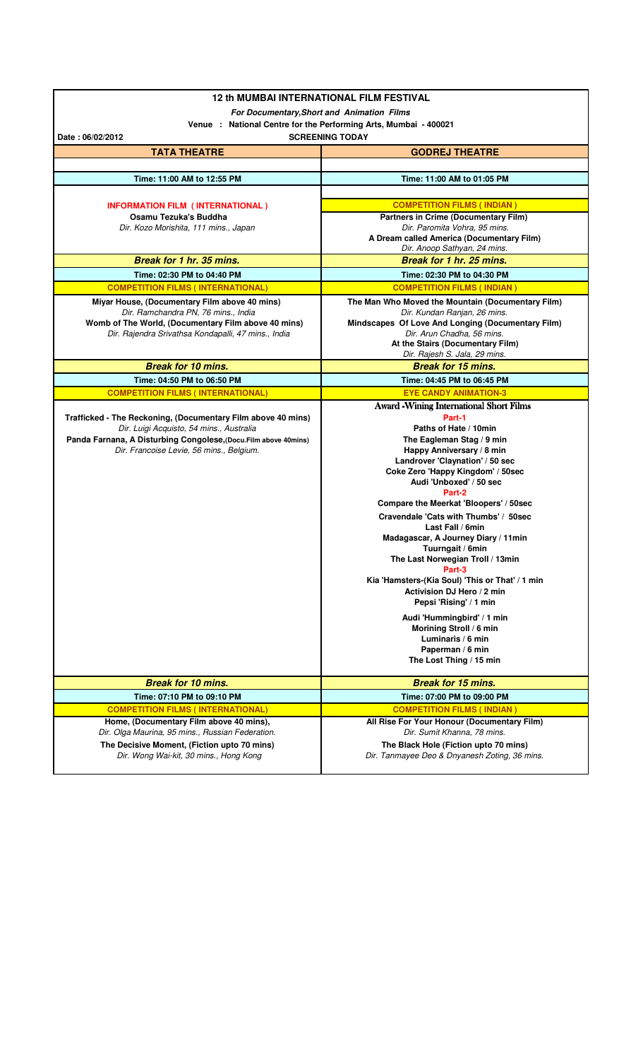# 12 th MUMBAI INTERNATIONAL FILM FESTIVAL

***For Documentary,Short and Animation Films***

**Venue : National Centre for the Performing Arts, Mumbai - 400021**

**Date : 06/02/2012** **SCREENING TODAY**

| TATA THEATRE | GODREJ THEATRE |
|---|---|
| **Time: 11:00 AM to 12:55 PM** | **Time: 11:00 AM to 01:05 PM** |
| **INFORMATION FILM ( INTERNATIONAL )**<br>**Osamu Tezuka's Buddha**<br>*Dir. Kozo Morishita, 111 mins., Japan* | **COMPETITION FILMS ( INDIAN )**<br>**Partners in Crime (Documentary Film)**<br>*Dir. Paromita Vohra, 95 mins.*<br>**A Dream called America (Documentary Film)**<br>*Dir. Anoop Sathyan, 24 mins.* |
| ***Break for 1 hr. 35 mins.*** | ***Break for 1 hr. 25 mins.*** |
| **Time: 02:30 PM to 04:40 PM** | **Time: 02:30 PM to 04:30 PM** |
| **COMPETITION FILMS ( INTERNATIONAL)** | **COMPETITION FILMS ( INDIAN )** |
| **Miyar House, (Documentary Film above 40 mins)**<br>*Dir. Ramchandra PN, 76 mins., India*<br>**Womb of The World, (Documentary Film above 40 mins)**<br>*Dir. Rajendra Srivathsa Kondapalli, 47 mins., India* | **The Man Who Moved the Mountain (Documentary Film)**<br>*Dir. Kundan Ranjan, 26 mins.*<br>**Mindscapes Of Love And Longing (Documentary Film)**<br>*Dir. Arun Chadha, 56 mins.*<br>**At the Stairs (Documentary Film)**<br>*Dir. Rajesh S. Jala, 29 mins.* |
| ***Break for 10 mins.*** | ***Break for 15 mins.*** |
| **Time: 04:50 PM to 06:50 PM** | **Time: 04:45 PM to 06:45 PM** |
| **COMPETITION FILMS ( INTERNATIONAL)** | **EYE CANDY ANIMATION-3** |
| **Trafficked - The Reckoning, (Documentary Film above 40 mins)**<br>*Dir. Luigi Acquisto, 54 mins., Australia*<br>**Panda Farnana, A Disturbing Congolese,(Docu.Film above 40mins)**<br>*Dir. Francoise Levie, 56 mins., Belgium.* | **Award -Wining International Short Films**<br>**Part-1**<br>**Paths of Hate / 10min**<br>**The Eagleman Stag / 9 min**<br>**Happy Anniversary / 8 min**<br>**Landrover 'Claynation' / 50 sec**<br>**Coke Zero 'Happy Kingdom' / 50sec**<br>**Audi 'Unboxed' / 50 sec**<br>**Part-2**<br>**Compare the Meerkat 'Bloopers' / 50sec**<br>**Cravendale 'Cats with Thumbs' / 50sec**<br>**Last Fall / 6min**<br>**Madagascar, A Journey Diary / 11min**<br>**Tuurngait / 6min**<br>**The Last Norwegian Troll / 13min**<br>**Part-3**<br>**Kia 'Hamsters-(Kia Soul) 'This or That' / 1 min**<br>**Activision DJ Hero / 2 min**<br>**Pepsi 'Rising' / 1 min**<br>**Audi 'Hummingbird' / 1 min**<br>**Morining Stroll / 6 min**<br>**Luminaris / 6 min**<br>**Paperman / 6 min**<br>**The Lost Thing / 15 min** |
| ***Break for 10 mins.*** | ***Break for 15 mins.*** |
| **Time: 07:10 PM to 09:10 PM** | **Time: 07:00 PM to 09:00 PM** |
| **COMPETITION FILMS ( INTERNATIONAL)** | **COMPETITION FILMS ( INDIAN )** |
| **Home, (Documentary Film above 40 mins),**<br>*Dir. Olga Maurina, 95 mins., Russian Federation.*<br>**The Decisive Moment, (Fiction upto 70 mins)**<br>*Dir. Wong Wai-kit, 30 mins., Hong Kong* | **All Rise For Your Honour (Documentary Film)**<br>*Dir. Sumit Khanna, 78 mins.*<br>**The Black Hole (Fiction upto 70 mins)**<br>*Dir. Tanmayee Deo & Dnyanesh Zoting, 36 mins.* |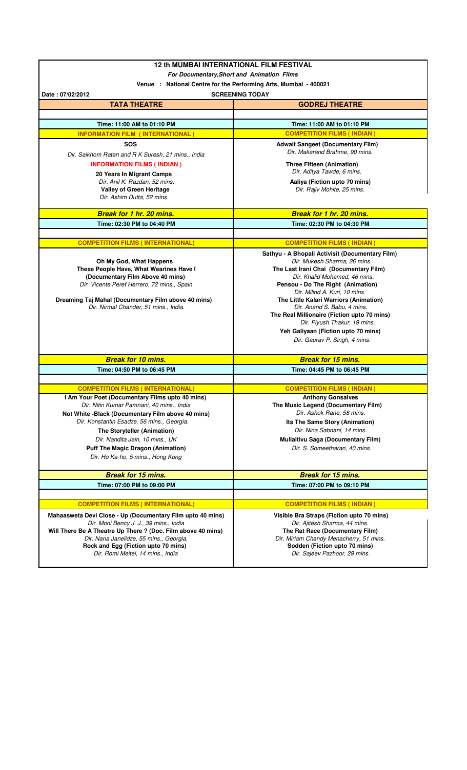# 12 th MUMBAI INTERNATIONAL FILM FESTIVAL

***For Documentary,Short and Animation Films***

**Venue : National Centre for the Performing Arts, Mumbai - 400021**

**Date : 07/02/2012** **SCREENING TODAY**

| TATA THEATRE | GODREJ THEATRE |
|---|---|
| **Time: 11:00 AM to 01:10 PM** | **Time: 11:00 AM to 01:10 PM** |
| **INFORMATION FILM ( INTERNATIONAL )** | **COMPETITION FILMS ( INDIAN )** |
| **SOS**<br>*Dir. Saikhom Ratan and R K Suresh, 21 mins., India*<br>**INFORMATION FILMS ( INDIAN )**<br>**20 Years In Migrant Camps**<br>*Dir. Anil K. Razdan, 52 mins.*<br>**Valley of Green Heritage**<br>*Dir. Ashim Dutta, 52 mins.* | **Adwait Sangeet (Documentary Film)**<br>*Dir. Makarand Brahme, 90 mins.*<br>**Three Fifteen (Animation)**<br>*Dir. Aditya Tawde, 6 mins.*<br>**Aaliya (Fiction upto 70 mins)**<br>*Dir. Rajiv Mohite, 25 mins.* |
| ***Break for 1 hr. 20 mins.*** | ***Break for 1 hr. 20 mins.*** |
| **Time: 02:30 PM to 04:40 PM** | **Time: 02:30 PM to 04:30 PM** |
| **COMPETITION FILMS ( INTERNATIONAL)** | **COMPETITION FILMS ( INDIAN )** |
| **Oh My God, What Happens These People Have, What Wearines Have I (Documentary Film Above 40 mins)**<br>*Dir. Vicente Peref Herrero, 72 mins., Spain*<br>**Dreaming Taj Mahal (Documentary Film above 40 mins)**<br>*Dir. Nirmal Chander, 51 mins., India.* | **Sathyu - A Bhopali Activisit (Documentary Film)**<br>*Dir. Mukesh Sharma, 26 mins.*<br>**The Last Irani Chai (Documentary Film)**<br>*Dir. Khalid Mohamed, 46 mins.*<br>**Pensou - Do The Right (Animation)**<br>*Dir. Milind A. Kuri, 10 mins.*<br>**The Little Kalari Warriors (Animation)**<br>*Dir. Anand S. Babu, 4 mins.*<br>**The Real Millionaire (Fiction upto 70 mins)**<br>*Dir. Piyush Thakur, 19 mins.*<br>**Yeh Galiyaan (Fiction upto 70 mins)**<br>*Dir. Gaurav P. Singh, 4 mins.* |
| ***Break for 10 mins.*** | ***Break for 15 mins.*** |
| **Time: 04:50 PM to 06:45 PM** | **Time: 04:45 PM to 06:45 PM** |
| **COMPETITION FILMS ( INTERNATIONAL)** | **COMPETITION FILMS ( INDIAN )** |
| **I Am Your Poet (Documentary Films upto 40 mins)**<br>*Dir. Nitin Kumar Pamnani, 40 mins., India*<br>**Not White -Black (Documentary Film above 40 mins)**<br>*Dir. Konstantin Esadze, 56 mins., Georgia.*<br>**The Storyteller (Animation)**<br>*Dir. Nandita Jain, 10 mins., UK*<br>**Puff The Magic Dragon (Animation)**<br>*Dir. Ho Ka-ho, 5 mins., Hong Kong* | **Anthony Gonsalves The Music Legend (Documentary Film)**<br>*Dir. Ashok Rane, 58 mins.*<br>**Its The Same Story (Animation)**<br>*Dir. Nina Sabnani, 14 mins.*<br>**Mullaitivu Saga (Documentary Film)**<br>*Dir. S. Someetharan, 40 mins.* |
| ***Break for 15 mins.*** | ***Break for 15 mins.*** |
| **Time: 07:00 PM to 09:00 PM** | **Time: 07:00 PM to 09:10 PM** |
| **COMPETITION FILMS ( INTERNATIONAL)** | **COMPETITION FILMS ( INDIAN )** |
| **Mahaasweta Devi Close - Up (Documentary Film upto 40 mins)**<br>*Dir. Moni Bency J. J., 39 mins., India*<br>**Will There Be A Theatre Up There ? (Doc. Film above 40 mins)**<br>*Dir. Nana Janelidze, 55 mins., Georgia.*<br>**Rock and Egg (Fiction upto 70 mins)**<br>*Dir. Romi Meitei, 14 mins., India* | **Visible Bra Straps (Fiction upto 70 mins)**<br>*Dir. Ajitesh Sharma, 44 mins.*<br>**The Rat Race (Documentary Film)**<br>*Dir. Miriam Chandy Menacherry, 51 mins.*<br>**Sodden (Fiction upto 70 mins)**<br>*Dir. Sajeev Pazhoor, 29 mins.* |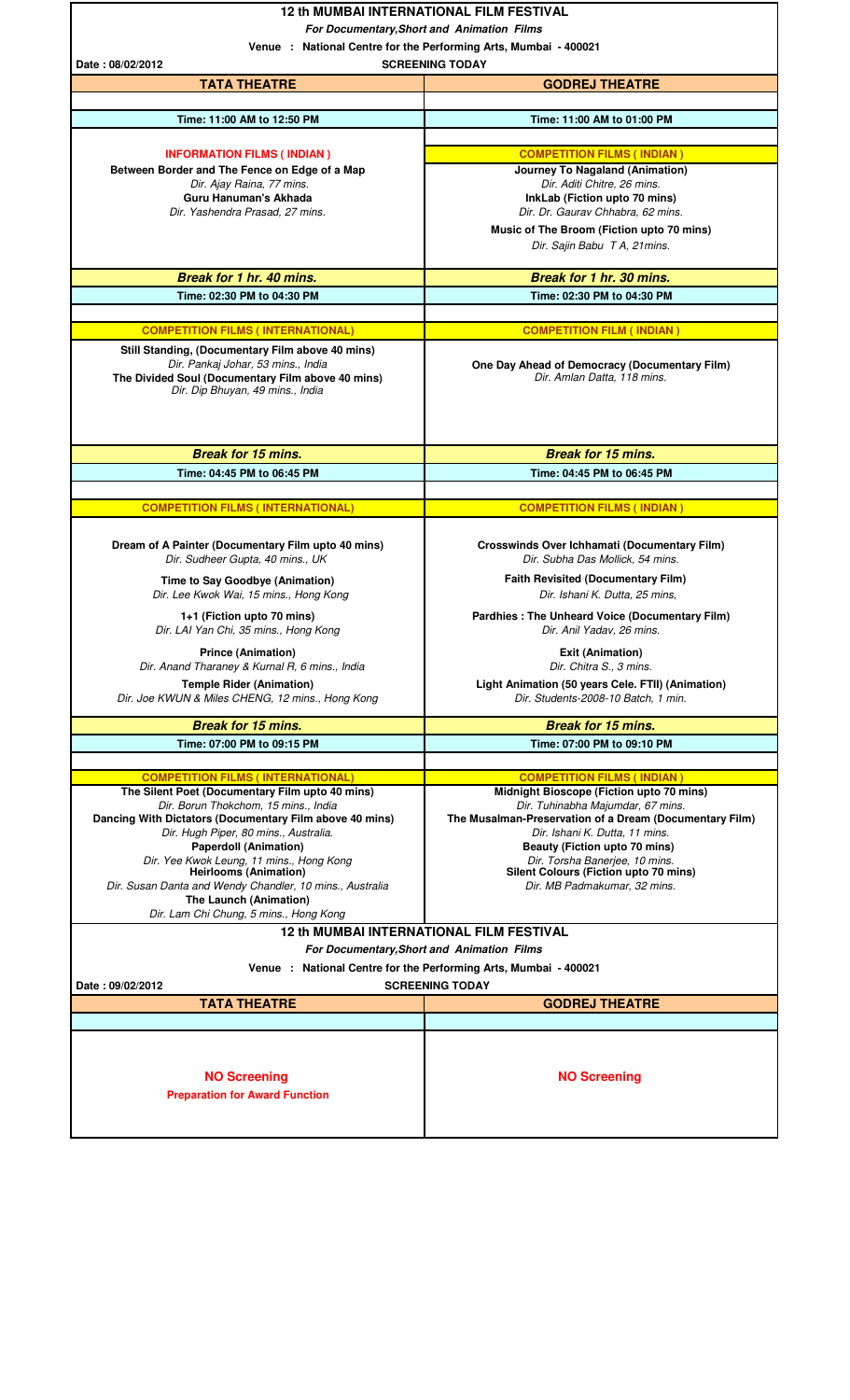# 12 th MUMBAI INTERNATIONAL FILM FESTIVAL

*For Documentary,Short and Animation Films*

**Venue : National Centre for the Performing Arts, Mumbai - 400021**

**Date : 08/02/2012** **SCREENING TODAY**

| TATA THEATRE | GODREJ THEATRE |
|---|---|
| **Time: 11:00 AM to 12:50 PM** | **Time: 11:00 AM to 01:00 PM** |
| **INFORMATION FILMS ( INDIAN )** | **COMPETITION FILMS ( INDIAN )** |
| **Between Border and The Fence on Edge of a Map**<br>*Dir. Ajay Raina, 77 mins.*<br>**Guru Hanuman's Akhada**<br>*Dir. Yashendra Prasad, 27 mins.* | **Journey To Nagaland (Animation)**<br>*Dir. Aditi Chitre, 26 mins.*<br>**InkLab (Fiction upto 70 mins)**<br>*Dir. Dr. Gaurav Chhabra, 62 mins.*<br>**Music of The Broom (Fiction upto 70 mins)**<br>*Dir. Sajin Babu T A, 21mins.* |
| ***Break for 1 hr. 40 mins.*** | ***Break for 1 hr. 30 mins.*** |
| **Time: 02:30 PM to 04:30 PM** | **Time: 02:30 PM to 04:30 PM** |
| **COMPETITION FILMS ( INTERNATIONAL)** | **COMPETITION FILM ( INDIAN )** |
| **Still Standing, (Documentary Film above 40 mins)**<br>*Dir. Pankaj Johar, 53 mins., India*<br>**The Divided Soul (Documentary Film above 40 mins)**<br>*Dir. Dip Bhuyan, 49 mins., India* | **One Day Ahead of Democracy (Documentary Film)**<br>*Dir. Amlan Datta, 118 mins.* |
| ***Break for 15 mins.*** | ***Break for 15 mins.*** |
| **Time: 04:45 PM to 06:45 PM** | **Time: 04:45 PM to 06:45 PM** |
| **COMPETITION FILMS ( INTERNATIONAL)** | **COMPETITION FILMS ( INDIAN )** |
| **Dream of A Painter (Documentary Film upto 40 mins)**<br>*Dir. Sudheer Gupta, 40 mins., UK*<br>**Time to Say Goodbye (Animation)**<br>*Dir. Lee Kwok Wai, 15 mins., Hong Kong*<br>**1+1 (Fiction upto 70 mins)**<br>*Dir. LAI Yan Chi, 35 mins., Hong Kong*<br>**Prince (Animation)**<br>*Dir. Anand Tharaney & Kurnal R, 6 mins., India*<br>**Temple Rider (Animation)**<br>*Dir. Joe KWUN & Miles CHENG, 12 mins., Hong Kong* | **Crosswinds Over Ichhamati (Documentary Film)**<br>*Dir. Subha Das Mollick, 54 mins.*<br>**Faith Revisited (Documentary Film)**<br>*Dir. Ishani K. Dutta, 25 mins,*<br>**Pardhies : The Unheard Voice (Documentary Film)**<br>*Dir. Anil Yadav, 26 mins.*<br>**Exit (Animation)**<br>*Dir. Chitra S., 3 mins.*<br>**Light Animation (50 years Cele. FTII) (Animation)**<br>*Dir. Students-2008-10 Batch, 1 min.* |
| ***Break for 15 mins.*** | ***Break for 15 mins.*** |
| **Time: 07:00 PM to 09:15 PM** | **Time: 07:00 PM to 09:10 PM** |
| **COMPETITION FILMS ( INTERNATIONAL)** | **COMPETITION FILMS ( INDIAN )** |
| **The Silent Poet (Documentary Film upto 40 mins)**<br>*Dir. Borun Thokchom, 15 mins., India*<br>**Dancing With Dictators (Documentary Film above 40 mins)**<br>*Dir. Hugh Piper, 80 mins., Australia.*<br>**Paperdoll (Animation)**<br>*Dir. Yee Kwok Leung, 11 mins., Hong Kong*<br>**Heirlooms (Animation)**<br>*Dir. Susan Danta and Wendy Chandler, 10 mins., Australia*<br>**The Launch (Animation)**<br>*Dir. Lam Chi Chung, 5 mins., Hong Kong* | **Midnight Bioscope (Fiction upto 70 mins)**<br>*Dir. Tuhinabha Majumdar, 67 mins.*<br>**The Musalman-Preservation of a Dream (Documentary Film)**<br>*Dir. Ishani K. Dutta, 11 mins.*<br>**Beauty (Fiction upto 70 mins)**<br>*Dir. Torsha Banerjee, 10 mins.*<br>**Silent Colours (Fiction upto 70 mins)**<br>*Dir. MB Padmakumar, 32 mins.* |

# 12 th MUMBAI INTERNATIONAL FILM FESTIVAL

*For Documentary,Short and Animation Films*

**Venue : National Centre for the Performing Arts, Mumbai - 400021**

**Date : 09/02/2012** **SCREENING TODAY**

| TATA THEATRE | GODREJ THEATRE |
|---|---|
| **NO Screening**<br>**Preparation for Award Function** | **NO Screening** |